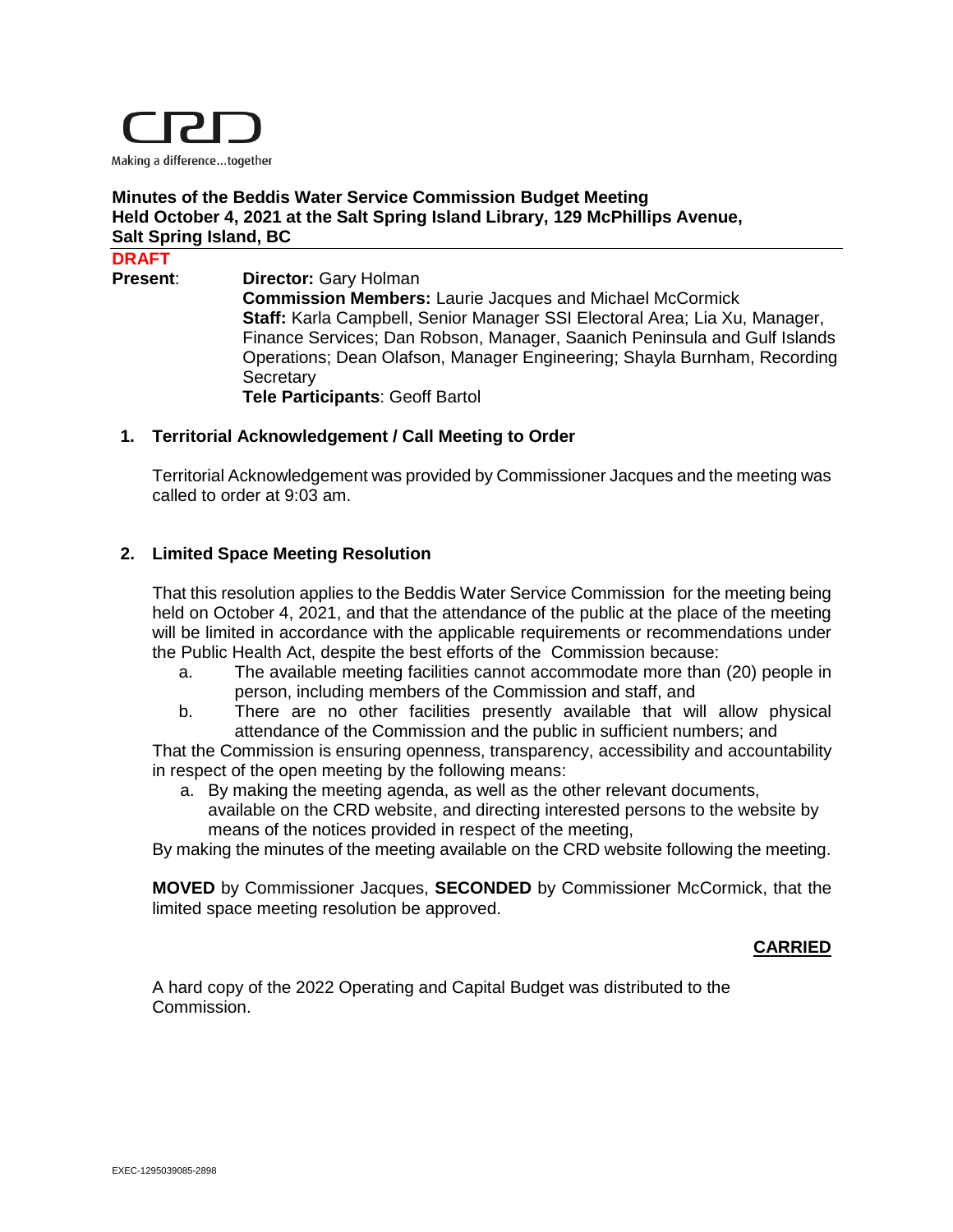Making a difference...together

**Minutes of the Beddis Water Service Commission Budget Meeting**
**Held October 4, 2021 at the Salt Spring Island Library, 129 McPhillips Avenue, Salt Spring Island, BC**

**DRAFT**

**Present**: **Director:** Gary Holman
**Commission Members:** Laurie Jacques and Michael McCormick
**Staff:** Karla Campbell, Senior Manager SSI Electoral Area; Lia Xu, Manager, Finance Services; Dan Robson, Manager, Saanich Peninsula and Gulf Islands Operations; Dean Olafson, Manager Engineering; Shayla Burnham, Recording Secretary
**Tele Participants**: Geoff Bartol

## 1. Territorial Acknowledgement / Call Meeting to Order

Territorial Acknowledgement was provided by Commissioner Jacques and the meeting was called to order at 9:03 am.

## 2. Limited Space Meeting Resolution

That this resolution applies to the Beddis Water Service Commission for the meeting being held on October 4, 2021, and that the attendance of the public at the place of the meeting will be limited in accordance with the applicable requirements or recommendations under the Public Health Act, despite the best efforts of the Commission because:

a. The available meeting facilities cannot accommodate more than (20) people in person, including members of the Commission and staff, and
b. There are no other facilities presently available that will allow physical attendance of the Commission and the public in sufficient numbers; and

That the Commission is ensuring openness, transparency, accessibility and accountability in respect of the open meeting by the following means:

a. By making the meeting agenda, as well as the other relevant documents, available on the CRD website, and directing interested persons to the website by means of the notices provided in respect of the meeting,

By making the minutes of the meeting available on the CRD website following the meeting.

**MOVED** by Commissioner Jacques, **SECONDED** by Commissioner McCormick, that the limited space meeting resolution be approved.

**CARRIED**

A hard copy of the 2022 Operating and Capital Budget was distributed to the Commission.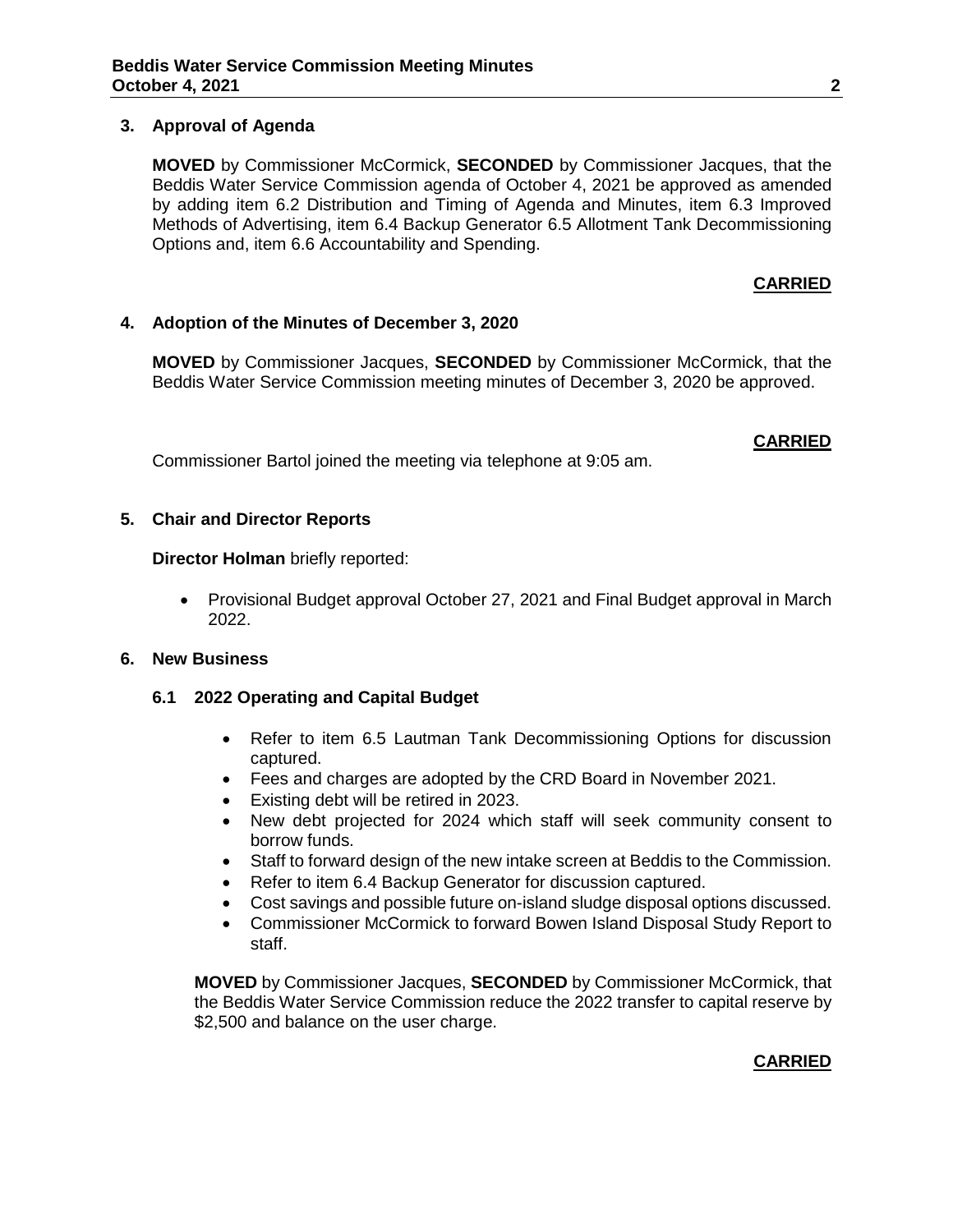### 3. Approval of Agenda

**MOVED** by Commissioner McCormick, **SECONDED** by Commissioner Jacques, that the Beddis Water Service Commission agenda of October 4, 2021 be approved as amended by adding item 6.2 Distribution and Timing of Agenda and Minutes, item 6.3 Improved Methods of Advertising, item 6.4 Backup Generator 6.5 Allotment Tank Decommissioning Options and, item 6.6 Accountability and Spending.

**CARRIED**

### 4. Adoption of the Minutes of December 3, 2020

**MOVED** by Commissioner Jacques, **SECONDED** by Commissioner McCormick, that the Beddis Water Service Commission meeting minutes of December 3, 2020 be approved.

**CARRIED**

Commissioner Bartol joined the meeting via telephone at 9:05 am.

### 5. Chair and Director Reports

**Director Holman** briefly reported:

- Provisional Budget approval October 27, 2021 and Final Budget approval in March 2022.

### 6. New Business

#### 6.1 2022 Operating and Capital Budget

- Refer to item 6.5 Lautman Tank Decommissioning Options for discussion captured.
- Fees and charges are adopted by the CRD Board in November 2021.
- Existing debt will be retired in 2023.
- New debt projected for 2024 which staff will seek community consent to borrow funds.
- Staff to forward design of the new intake screen at Beddis to the Commission.
- Refer to item 6.4 Backup Generator for discussion captured.
- Cost savings and possible future on-island sludge disposal options discussed.
- Commissioner McCormick to forward Bowen Island Disposal Study Report to staff.

**MOVED** by Commissioner Jacques, **SECONDED** by Commissioner McCormick, that the Beddis Water Service Commission reduce the 2022 transfer to capital reserve by $2,500 and balance on the user charge.

**CARRIED**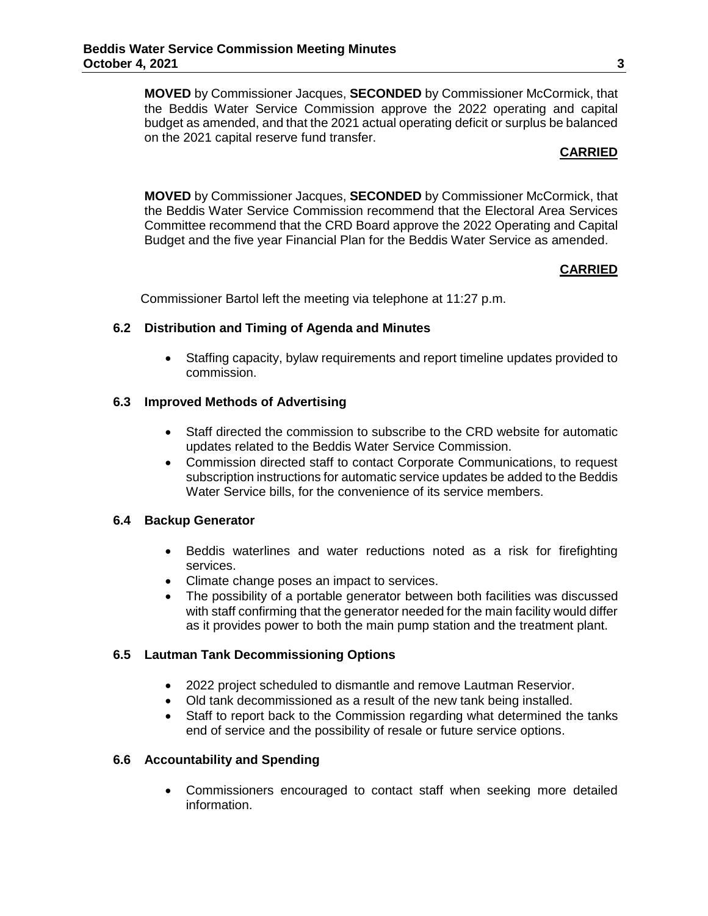**MOVED** by Commissioner Jacques, **SECONDED** by Commissioner McCormick, that the Beddis Water Service Commission approve the 2022 operating and capital budget as amended, and that the 2021 actual operating deficit or surplus be balanced on the 2021 capital reserve fund transfer.

**CARRIED**

**MOVED** by Commissioner Jacques, **SECONDED** by Commissioner McCormick, that the Beddis Water Service Commission recommend that the Electoral Area Services Committee recommend that the CRD Board approve the 2022 Operating and Capital Budget and the five year Financial Plan for the Beddis Water Service as amended.

**CARRIED**

Commissioner Bartol left the meeting via telephone at 11:27 p.m.

### 6.2 Distribution and Timing of Agenda and Minutes

- Staffing capacity, bylaw requirements and report timeline updates provided to commission.

### 6.3 Improved Methods of Advertising

- Staff directed the commission to subscribe to the CRD website for automatic updates related to the Beddis Water Service Commission.
- Commission directed staff to contact Corporate Communications, to request subscription instructions for automatic service updates be added to the Beddis Water Service bills, for the convenience of its service members.

### 6.4 Backup Generator

- Beddis waterlines and water reductions noted as a risk for firefighting services.
- Climate change poses an impact to services.
- The possibility of a portable generator between both facilities was discussed with staff confirming that the generator needed for the main facility would differ as it provides power to both the main pump station and the treatment plant.

### 6.5 Lautman Tank Decommissioning Options

- 2022 project scheduled to dismantle and remove Lautman Reservior.
- Old tank decommissioned as a result of the new tank being installed.
- Staff to report back to the Commission regarding what determined the tanks end of service and the possibility of resale or future service options.

### 6.6 Accountability and Spending

- Commissioners encouraged to contact staff when seeking more detailed information.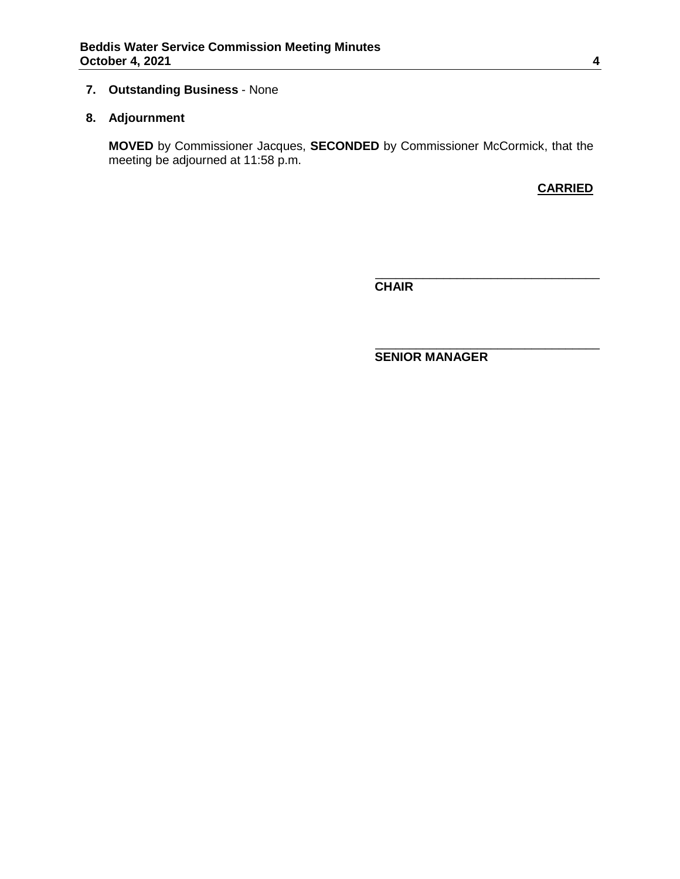**7. Outstanding Business** - None

**8. Adjournment**

**MOVED** by Commissioner Jacques, **SECONDED** by Commissioner McCormick, that the meeting be adjourned at 11:58 p.m.

**CARRIED**

\_\_\_\_\_\_\_\_\_\_\_\_\_\_\_\_\_\_\_\_\_\_\_\_\_\_\_\_\_\_\_\_\_\_
**CHAIR**

\_\_\_\_\_\_\_\_\_\_\_\_\_\_\_\_\_\_\_\_\_\_\_\_\_\_\_\_\_\_\_\_\_\_
**SENIOR MANAGER**